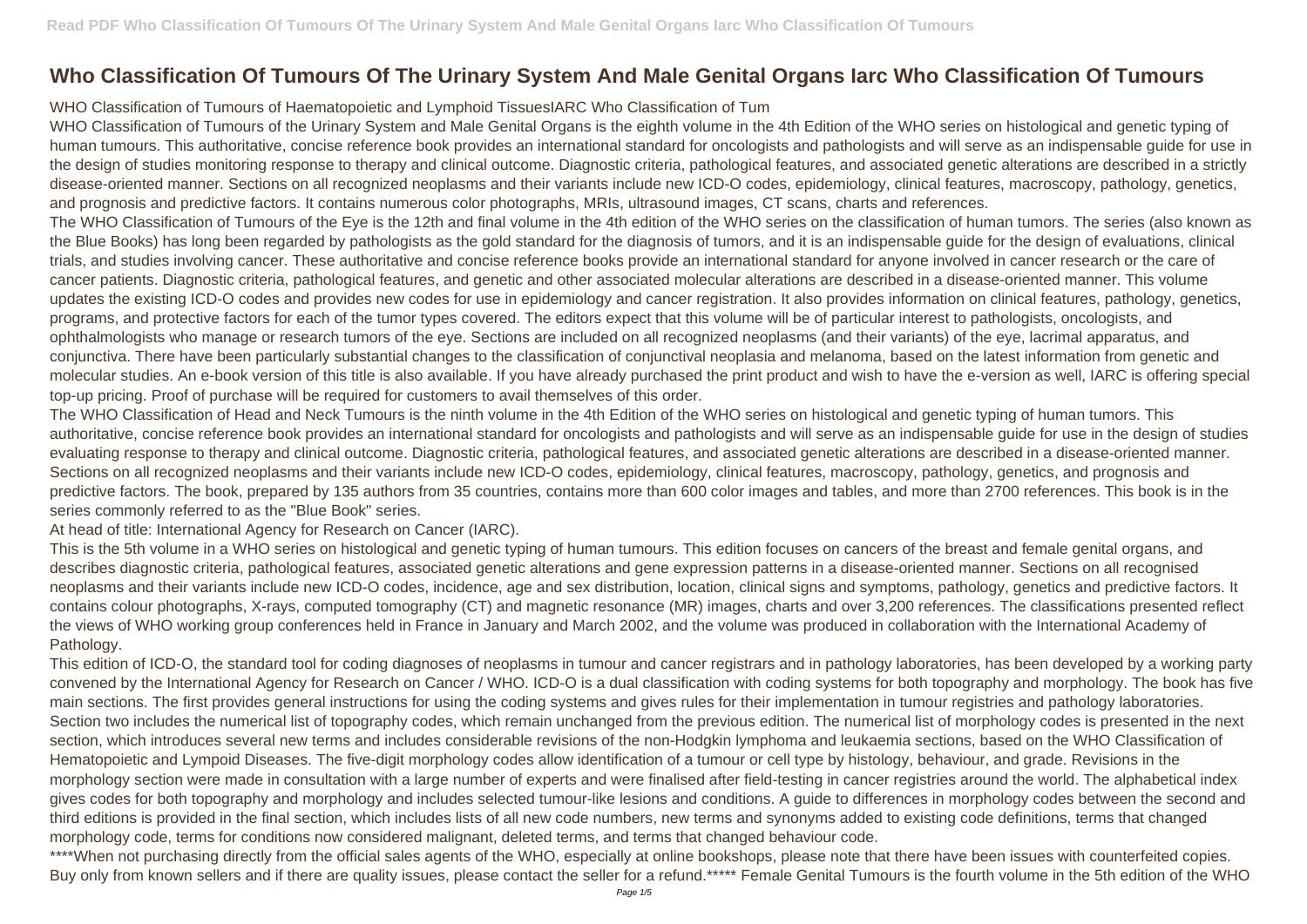# Who Classification Of Tumours Of The Urinary System And Male Genital Organs Iarc Who Classification Of Tumours

WHO Classification of Tumours of Haematopoietic and Lymphoid TissuesIARC Who Classification of Tum

WHO Classification of Tumours of the Urinary System and Male Genital Organs is the eighth volume in the 4th Edition of the WHO series on histological and genetic typing of human tumours. This authoritative, concise reference book provides an international standard for oncologists and pathologists and will serve as an indispensable guide for use in the design of studies monitoring response to therapy and clinical outcome. Diagnostic criteria, pathological features, and associated genetic alterations are described in a strictly disease-oriented manner. Sections on all recognized neoplasms and their variants include new ICD-O codes, epidemiology, clinical features, macroscopy, pathology, genetics, and prognosis and predictive factors. It contains numerous color photographs, MRIs, ultrasound images, CT scans, charts and references.

The WHO Classification of Tumours of the Eye is the 12th and final volume in the 4th edition of the WHO series on the classification of human tumors. The series (also known as the Blue Books) has long been regarded by pathologists as the gold standard for the diagnosis of tumors, and it is an indispensable guide for the design of evaluations, clinical trials, and studies involving cancer. These authoritative and concise reference books provide an international standard for anyone involved in cancer research or the care of cancer patients. Diagnostic criteria, pathological features, and genetic and other associated molecular alterations are described in a disease-oriented manner. This volume updates the existing ICD-O codes and provides new codes for use in epidemiology and cancer registration. It also provides information on clinical features, pathology, genetics, programs, and protective factors for each of the tumor types covered. The editors expect that this volume will be of particular interest to pathologists, oncologists, and ophthalmologists who manage or research tumors of the eye. Sections are included on all recognized neoplasms (and their variants) of the eye, lacrimal apparatus, and conjunctiva. There have been particularly substantial changes to the classification of conjunctival neoplasia and melanoma, based on the latest information from genetic and molecular studies. An e-book version of this title is also available. If you have already purchased the print product and wish to have the e-version as well, IARC is offering special top-up pricing. Proof of purchase will be required for customers to avail themselves of this order.

The WHO Classification of Head and Neck Tumours is the ninth volume in the 4th Edition of the WHO series on histological and genetic typing of human tumors. This authoritative, concise reference book provides an international standard for oncologists and pathologists and will serve as an indispensable guide for use in the design of studies evaluating response to therapy and clinical outcome. Diagnostic criteria, pathological features, and associated genetic alterations are described in a disease-oriented manner. Sections on all recognized neoplasms and their variants include new ICD-O codes, epidemiology, clinical features, macroscopy, pathology, genetics, and prognosis and predictive factors. The book, prepared by 135 authors from 35 countries, contains more than 600 color images and tables, and more than 2700 references. This book is in the series commonly referred to as the "Blue Book" series.

At head of title: International Agency for Research on Cancer (IARC).

This is the 5th volume in a WHO series on histological and genetic typing of human tumours. This edition focuses on cancers of the breast and female genital organs, and describes diagnostic criteria, pathological features, associated genetic alterations and gene expression patterns in a disease-oriented manner. Sections on all recognised neoplasms and their variants include new ICD-O codes, incidence, age and sex distribution, location, clinical signs and symptoms, pathology, genetics and predictive factors. It contains colour photographs, X-rays, computed tomography (CT) and magnetic resonance (MR) images, charts and over 3,200 references. The classifications presented reflect the views of WHO working group conferences held in France in January and March 2002, and the volume was produced in collaboration with the International Academy of Pathology.

This edition of ICD-O, the standard tool for coding diagnoses of neoplasms in tumour and cancer registrars and in pathology laboratories, has been developed by a working party convened by the International Agency for Research on Cancer / WHO. ICD-O is a dual classification with coding systems for both topography and morphology. The book has five main sections. The first provides general instructions for using the coding systems and gives rules for their implementation in tumour registries and pathology laboratories. Section two includes the numerical list of topography codes, which remain unchanged from the previous edition. The numerical list of morphology codes is presented in the next section, which introduces several new terms and includes considerable revisions of the non-Hodgkin lymphoma and leukaemia sections, based on the WHO Classification of Hematopoietic and Lympoid Diseases. The five-digit morphology codes allow identification of a tumour or cell type by histology, behaviour, and grade. Revisions in the morphology section were made in consultation with a large number of experts and were finalised after field-testing in cancer registries around the world. The alphabetical index gives codes for both topography and morphology and includes selected tumour-like lesions and conditions. A guide to differences in morphology codes between the second and third editions is provided in the final section, which includes lists of all new code numbers, new terms and synonyms added to existing code definitions, terms that changed morphology code, terms for conditions now considered malignant, deleted terms, and terms that changed behaviour code.

****When not purchasing directly from the official sales agents of the WHO, especially at online bookshops, please note that there have been issues with counterfeited copies. Buy only from known sellers and if there are quality issues, please contact the seller for a refund.***** Female Genital Tumours is the fourth volume in the 5th edition of the WHO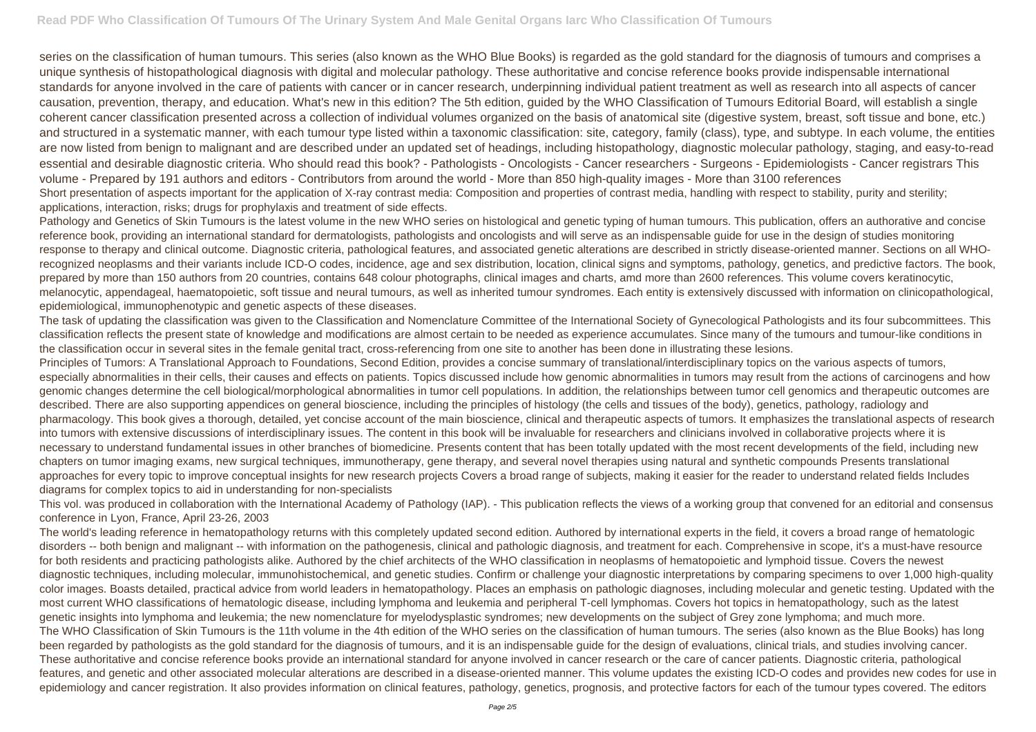series on the classification of human tumours. This series (also known as the WHO Blue Books) is regarded as the gold standard for the diagnosis of tumours and comprises a unique synthesis of histopathological diagnosis with digital and molecular pathology. These authoritative and concise reference books provide indispensable international standards for anyone involved in the care of patients with cancer or in cancer research, underpinning individual patient treatment as well as research into all aspects of cancer causation, prevention, therapy, and education. What's new in this edition? The 5th edition, guided by the WHO Classification of Tumours Editorial Board, will establish a single coherent cancer classification presented across a collection of individual volumes organized on the basis of anatomical site (digestive system, breast, soft tissue and bone, etc.) and structured in a systematic manner, with each tumour type listed within a taxonomic classification: site, category, family (class), type, and subtype. In each volume, the entities are now listed from benign to malignant and are described under an updated set of headings, including histopathology, diagnostic molecular pathology, staging, and easy-to-read essential and desirable diagnostic criteria. Who should read this book? - Pathologists - Oncologists - Cancer researchers - Surgeons - Epidemiologists - Cancer registrars This volume - Prepared by 191 authors and editors - Contributors from around the world - More than 850 high-quality images - More than 3100 references

Short presentation of aspects important for the application of X-ray contrast media: Composition and properties of contrast media, handling with respect to stability, purity and sterility; applications, interaction, risks; drugs for prophylaxis and treatment of side effects.

Pathology and Genetics of Skin Tumours is the latest volume in the new WHO series on histological and genetic typing of human tumours. This publication, offers an authorative and concise reference book, providing an international standard for dermatologists, pathologists and oncologists and will serve as an indispensable guide for use in the design of studies monitoring response to therapy and clinical outcome. Diagnostic criteria, pathological features, and associated genetic alterations are described in strictly disease-oriented manner. Sections on all WHO-recognized neoplasms and their variants include ICD-O codes, incidence, age and sex distribution, location, clinical signs and symptoms, pathology, genetics, and predictive factors. The book, prepared by more than 150 authors from 20 countries, contains 648 colour photographs, clinical images and charts, amd more than 2600 references. This volume covers keratinocytic, melanocytic, appendageal, haematopoietic, soft tissue and neural tumours, as well as inherited tumour syndromes. Each entity is extensively discussed with information on clinicopathological, epidemiological, immunophenotypic and genetic aspects of these diseases.

The task of updating the classification was given to the Classification and Nomenclature Committee of the International Society of Gynecological Pathologists and its four subcommittees. This classification reflects the present state of knowledge and modifications are almost certain to be needed as experience accumulates. Since many of the tumours and tumour-like conditions in the classification occur in several sites in the female genital tract, cross-referencing from one site to another has been done in illustrating these lesions.

Principles of Tumors: A Translational Approach to Foundations, Second Edition, provides a concise summary of translational/interdisciplinary topics on the various aspects of tumors, especially abnormalities in their cells, their causes and effects on patients. Topics discussed include how genomic abnormalities in tumors may result from the actions of carcinogens and how genomic changes determine the cell biological/morphological abnormalities in tumor cell populations. In addition, the relationships between tumor cell genomics and therapeutic outcomes are described. There are also supporting appendices on general bioscience, including the principles of histology (the cells and tissues of the body), genetics, pathology, radiology and pharmacology. This book gives a thorough, detailed, yet concise account of the main bioscience, clinical and therapeutic aspects of tumors. It emphasizes the translational aspects of research into tumors with extensive discussions of interdisciplinary issues. The content in this book will be invaluable for researchers and clinicians involved in collaborative projects where it is necessary to understand fundamental issues in other branches of biomedicine. Presents content that has been totally updated with the most recent developments of the field, including new chapters on tumor imaging exams, new surgical techniques, immunotherapy, gene therapy, and several novel therapies using natural and synthetic compounds Presents translational approaches for every topic to improve conceptual insights for new research projects Covers a broad range of subjects, making it easier for the reader to understand related fields Includes diagrams for complex topics to aid in understanding for non-specialists

This vol. was produced in collaboration with the International Academy of Pathology (IAP). - This publication reflects the views of a working group that convened for an editorial and consensus conference in Lyon, France, April 23-26, 2003

The world's leading reference in hematopathology returns with this completely updated second edition. Authored by international experts in the field, it covers a broad range of hematologic disorders -- both benign and malignant -- with information on the pathogenesis, clinical and pathologic diagnosis, and treatment for each. Comprehensive in scope, it's a must-have resource for both residents and practicing pathologists alike. Authored by the chief architects of the WHO classification in neoplasms of hematopoietic and lymphoid tissue. Covers the newest diagnostic techniques, including molecular, immunohistochemical, and genetic studies. Confirm or challenge your diagnostic interpretations by comparing specimens to over 1,000 high-quality color images. Boasts detailed, practical advice from world leaders in hematopathology. Places an emphasis on pathologic diagnoses, including molecular and genetic testing. Updated with the most current WHO classifications of hematologic disease, including lymphoma and leukemia and peripheral T-cell lymphomas. Covers hot topics in hematopathology, such as the latest genetic insights into lymphoma and leukemia; the new nomenclature for myelodysplastic syndromes; new developments on the subject of Grey zone lymphoma; and much more.

The WHO Classification of Skin Tumours is the 11th volume in the 4th edition of the WHO series on the classification of human tumours. The series (also known as the Blue Books) has long been regarded by pathologists as the gold standard for the diagnosis of tumours, and it is an indispensable guide for the design of evaluations, clinical trials, and studies involving cancer. These authoritative and concise reference books provide an international standard for anyone involved in cancer research or the care of cancer patients. Diagnostic criteria, pathological features, and genetic and other associated molecular alterations are described in a disease-oriented manner. This volume updates the existing ICD-O codes and provides new codes for use in epidemiology and cancer registration. It also provides information on clinical features, pathology, genetics, prognosis, and protective factors for each of the tumour types covered. The editors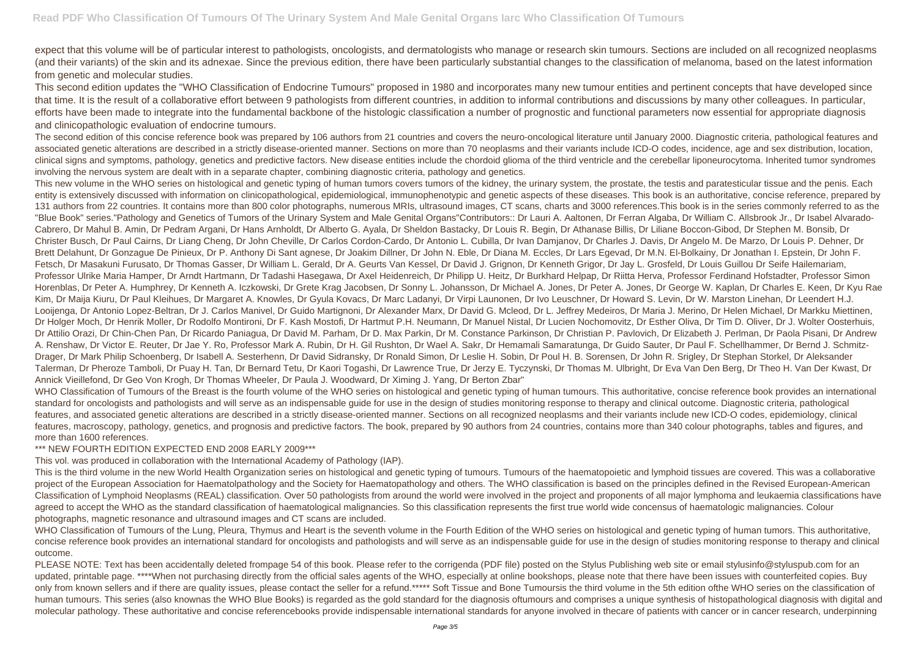expect that this volume will be of particular interest to pathologists, oncologists, and dermatologists who manage or research skin tumours. Sections are included on all recognized neoplasms (and their variants) of the skin and its adnexae. Since the previous edition, there have been particularly substantial changes to the classification of melanoma, based on the latest information from genetic and molecular studies.

This second edition updates the "WHO Classification of Endocrine Tumours" proposed in 1980 and incorporates many new tumour entities and pertinent concepts that have developed since that time. It is the result of a collaborative effort between 9 pathologists from different countries, in addition to informal contributions and discussions by many other colleagues. In particular, efforts have been made to integrate into the fundamental backbone of the histologic classification a number of prognostic and functional parameters now essential for appropriate diagnosis and clinicopathologic evaluation of endocrine tumours.

The second edition of this concise reference book was prepared by 106 authors from 21 countries and covers the neuro-oncological literature until January 2000. Diagnostic criteria, pathological features and associated genetic alterations are described in a strictly disease-oriented manner. Sections on more than 70 neoplasms and their variants include ICD-O codes, incidence, age and sex distribution, location, clinical signs and symptoms, pathology, genetics and predictive factors. New disease entities include the chordoid glioma of the third ventricle and the cerebellar liponeurocytoma. Inherited tumor syndromes involving the nervous system are dealt with in a separate chapter, combining diagnostic criteria, pathology and genetics.

This new volume in the WHO series on histological and genetic typing of human tumors covers tumors of the kidney, the urinary system, the prostate, the testis and paratesticular tissue and the penis. Each entity is extensively discussed with information on clinicopathological, epidemiological, immunophenotypic and genetic aspects of these diseases. This book is an authoritative, concise reference, prepared by 131 authors from 22 countries. It contains more than 800 color photographs, numerous MRIs, ultrasound images, CT scans, charts and 3000 references.This book is in the series commonly referred to as the "Blue Book" series."Pathology and Genetics of Tumors of the Urinary System and Male Genital Organs"Contributors:: Dr Lauri A. Aaltonen, Dr Ferran Algaba, Dr William C. Allsbrook Jr., Dr Isabel Alvarado-Cabrero, Dr Mahul B. Amin, Dr Pedram Argani, Dr Hans Arnholdt, Dr Alberto G. Ayala, Dr Sheldon Bastacky, Dr Louis R. Begin, Dr Athanase Billis, Dr Liliane Boccon-Gibod, Dr Stephen M. Bonsib, Dr Christer Busch, Dr Paul Cairns, Dr Liang Cheng, Dr John Cheville, Dr Carlos Cordon-Cardo, Dr Antonio L. Cubilla, Dr Ivan Damjanov, Dr Charles J. Davis, Dr Angelo M. De Marzo, Dr Louis P. Dehner, Dr Brett Delahunt, Dr Gonzague De Pinieux, Dr P. Anthony Di Sant agnese, Dr Joakim Dillner, Dr John N. Eble, Dr Diana M. Eccles, Dr Lars Egevad, Dr M.N. El-Bolkainy, Dr Jonathan I. Epstein, Dr John F. Fetsch, Dr Masakuni Furusato, Dr Thomas Gasser, Dr William L. Gerald, Dr A. Geurts Van Kessel, Dr David J. Grignon, Dr Kenneth Grigor, Dr Jay L. Grosfeld, Dr Louis Guillou Dr Seife Hailemariam, Professor Ulrike Maria Hamper, Dr Arndt Hartmann, Dr Tadashi Hasegawa, Dr Axel Heidenreich, Dr Philipp U. Heitz, Dr Burkhard Helpap, Dr Riitta Herva, Professor Ferdinand Hofstadter, Professor Simon Horenblas, Dr Peter A. Humphrey, Dr Kenneth A. Iczkowski, Dr Grete Krag Jacobsen, Dr Sonny L. Johansson, Dr Michael A. Jones, Dr Peter A. Jones, Dr George W. Kaplan, Dr Charles E. Keen, Dr Kyu Rae Kim, Dr Maija Kiuru, Dr Paul Kleihues, Dr Margaret A. Knowles, Dr Gyula Kovacs, Dr Marc Ladanyi, Dr Virpi Launonen, Dr Ivo Leuschner, Dr Howard S. Levin, Dr W. Marston Linehan, Dr Leendert H.J. Looijenga, Dr Antonio Lopez-Beltran, Dr J. Carlos Manivel, Dr Guido Martignoni, Dr Alexander Marx, Dr David G. Mcleod, Dr L. Jeffrey Medeiros, Dr Maria J. Merino, Dr Helen Michael, Dr Markku Miettinen, Dr Holger Moch, Dr Henrik Moller, Dr Rodolfo Montironi, Dr F. Kash Mostofi, Dr Hartmut P.H. Neumann, Dr Manuel Nistal, Dr Lucien Nochomovitz, Dr Esther Oliva, Dr Tim D. Oliver, Dr J. Wolter Oosterhuis, Dr Attilio Orazi, Dr Chin-Chen Pan, Dr Ricardo Paniagua, Dr David M. Parham, Dr D. Max Parkin, Dr M. Constance Parkinson, Dr Christian P. Pavlovich, Dr Elizabeth J. Perlman, Dr Paola Pisani, Dr Andrew A. Renshaw, Dr Victor E. Reuter, Dr Jae Y. Ro, Professor Mark A. Rubin, Dr H. Gil Rushton, Dr Wael A. Sakr, Dr Hemamali Samaratunga, Dr Guido Sauter, Dr Paul F. Schellhammer, Dr Bernd J. Schmitz-Drager, Dr Mark Philip Schoenberg, Dr Isabell A. Sesterhenn, Dr David Sidransky, Dr Ronald Simon, Dr Leslie H. Sobin, Dr Poul H. B. Sorensen, Dr John R. Srigley, Dr Stephan Storkel, Dr Aleksander Talerman, Dr Pheroze Tamboli, Dr Puay H. Tan, Dr Bernard Tetu, Dr Kaori Togashi, Dr Lawrence True, Dr Jerzy E. Tyczynski, Dr Thomas M. Ulbright, Dr Eva Van Den Berg, Dr Theo H. Van Der Kwast, Dr Annick Vieillefond, Dr Geo Von Krogh, Dr Thomas Wheeler, Dr Paula J. Woodward, Dr Ximing J. Yang, Dr Berton Zbar"

WHO Classification of Tumours of the Breast is the fourth volume of the WHO series on histological and genetic typing of human tumours. This authoritative, concise reference book provides an international standard for oncologists and pathologists and will serve as an indispensable guide for use in the design of studies monitoring response to therapy and clinical outcome. Diagnostic criteria, pathological features, and associated genetic alterations are described in a strictly disease-oriented manner. Sections on all recognized neoplasms and their variants include new ICD-O codes, epidemiology, clinical features, macroscopy, pathology, genetics, and prognosis and predictive factors. The book, prepared by 90 authors from 24 countries, contains more than 340 colour photographs, tables and figures, and more than 1600 references.

*** NEW FOURTH EDITION EXPECTED END 2008 EARLY 2009***

This vol. was produced in collaboration with the International Academy of Pathology (IAP).

This is the third volume in the new World Health Organization series on histological and genetic typing of tumours. Tumours of the haematopoietic and lymphoid tissues are covered. This was a collaborative project of the European Association for Haematolpathology and the Society for Haematopathology and others. The WHO classification is based on the principles defined in the Revised European-American Classification of Lymphoid Neoplasms (REAL) classification. Over 50 pathologists from around the world were involved in the project and proponents of all major lymphoma and leukaemia classifications have agreed to accept the WHO as the standard classification of haematological malignancies. So this classification represents the first true world wide concensus of haematologic malignancies. Colour photographs, magnetic resonance and ultrasound images and CT scans are included.

WHO Classification of Tumours of the Lung, Pleura, Thymus and Heart is the seventh volume in the Fourth Edition of the WHO series on histological and genetic typing of human tumors. This authoritative, concise reference book provides an international standard for oncologists and pathologists and will serve as an indispensable guide for use in the design of studies monitoring response to therapy and clinical outcome.

PLEASE NOTE: Text has been accidentally deleted frompage 54 of this book. Please refer to the corrigenda (PDF file) posted on the Stylus Publishing web site or email stylusinfo@styluspub.com for an updated, printable page. ****When not purchasing directly from the official sales agents of the WHO, especially at online bookshops, please note that there have been issues with counterfeited copies. Buy only from known sellers and if there are quality issues, please contact the seller for a refund.***** Soft Tissue and Bone Tumoursis the third volume in the 5th edition ofthe WHO series on the classification of human tumours. This series (also knownas the WHO Blue Books) is regarded as the gold standard for the diagnosis oftumours and comprises a unique synthesis of histopathological diagnosis with digital and molecular pathology. These authoritative and concise referencebooks provide indispensable international standards for anyone involved in thecare of patients with cancer or in cancer research, underpinning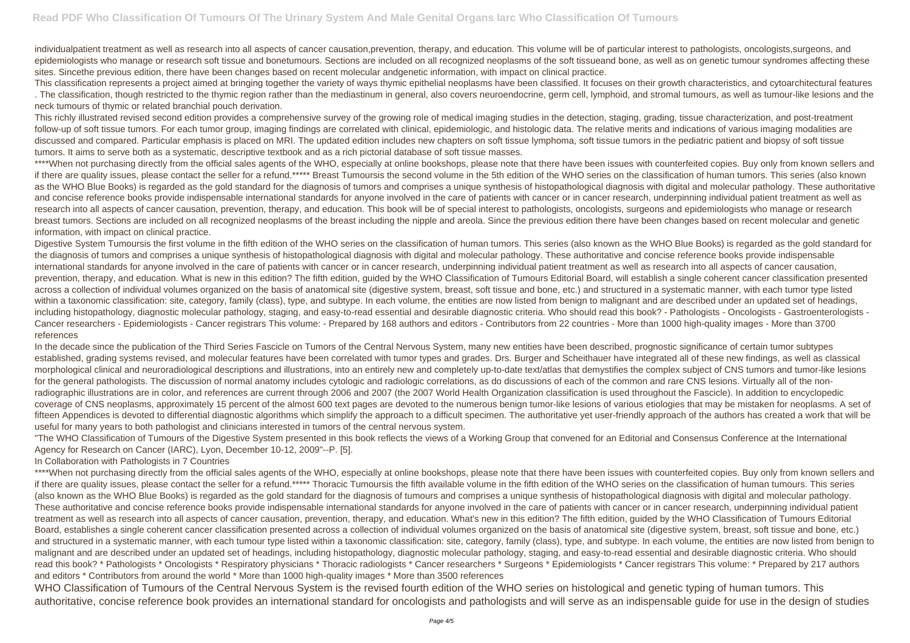individualpatient treatment as well as research into all aspects of cancer causation,prevention, therapy, and education. This volume will be of particular interest to pathologists, oncologists,surgeons, and epidemiologists who manage or research soft tissue and bonetumours. Sections are included on all recognized neoplasms of the soft tissueand bone, as well as on genetic tumour syndromes affecting these sites. Sincethe previous edition, there have been changes based on recent molecular andgenetic information, with impact on clinical practice.

This classification represents a project aimed at bringing together the variety of ways thymic epithelial neoplasms have been classified. It focuses on their growth characteristics, and cytoarchitectural features . The classification, though restricted to the thymic region rather than the mediastinum in general, also covers neuroendocrine, germ cell, lymphoid, and stromal tumours, as well as tumour-like lesions and the neck tumours of thymic or related branchial pouch derivation.

This richly illustrated revised second edition provides a comprehensive survey of the growing role of medical imaging studies in the detection, staging, grading, tissue characterization, and post-treatment follow-up of soft tissue tumors. For each tumor group, imaging findings are correlated with clinical, epidemiologic, and histologic data. The relative merits and indications of various imaging modalities are discussed and compared. Particular emphasis is placed on MRI. The updated edition includes new chapters on soft tissue lymphoma, soft tissue tumors in the pediatric patient and biopsy of soft tissue tumors. It aims to serve both as a systematic, descriptive textbook and as a rich pictorial database of soft tissue masses.

****When not purchasing directly from the official sales agents of the WHO, especially at online bookshops, please note that there have been issues with counterfeited copies. Buy only from known sellers and if there are quality issues, please contact the seller for a refund.***** Breast Tumoursis the second volume in the 5th edition of the WHO series on the classification of human tumors. This series (also known as the WHO Blue Books) is regarded as the gold standard for the diagnosis of tumors and comprises a unique synthesis of histopathological diagnosis with digital and molecular pathology. These authoritative and concise reference books provide indispensable international standards for anyone involved in the care of patients with cancer or in cancer research, underpinning individual patient treatment as well as research into all aspects of cancer causation, prevention, therapy, and education. This book will be of special interest to pathologists, oncologists, surgeons and epidemiologists who manage or research breast tumors. Sections are included on all recognized neoplasms of the breast including the nipple and areola. Since the previous edition there have been changes based on recent molecular and genetic information, with impact on clinical practice.

Digestive System Tumoursis the first volume in the fifth edition of the WHO series on the classification of human tumors. This series (also known as the WHO Blue Books) is regarded as the gold standard for the diagnosis of tumors and comprises a unique synthesis of histopathological diagnosis with digital and molecular pathology. These authoritative and concise reference books provide indispensable international standards for anyone involved in the care of patients with cancer or in cancer research, underpinning individual patient treatment as well as research into all aspects of cancer causation, prevention, therapy, and education. What is new in this edition? The fifth edition, guided by the WHO Classification of Tumours Editorial Board, will establish a single coherent cancer classification presented across a collection of individual volumes organized on the basis of anatomical site (digestive system, breast, soft tissue and bone, etc.) and structured in a systematic manner, with each tumor type listed within a taxonomic classification: site, category, family (class), type, and subtype. In each volume, the entities are now listed from benign to malignant and are described under an updated set of headings, including histopathology, diagnostic molecular pathology, staging, and easy-to-read essential and desirable diagnostic criteria. Who should read this book? - Pathologists - Oncologists - Gastroenterologists - Cancer researchers - Epidemiologists - Cancer registrars This volume: - Prepared by 168 authors and editors - Contributors from 22 countries - More than 1000 high-quality images - More than 3700 references

In the decade since the publication of the Third Series Fascicle on Tumors of the Central Nervous System, many new entities have been described, prognostic significance of certain tumor subtypes established, grading systems revised, and molecular features have been correlated with tumor types and grades. Drs. Burger and Scheithauer have integrated all of these new findings, as well as classical morphological clinical and neuroradiological descriptions and illustrations, into an entirely new and completely up-to-date text/atlas that demystifies the complex subject of CNS tumors and tumor-like lesions for the general pathologists. The discussion of normal anatomy includes cytologic and radiologic correlations, as do discussions of each of the common and rare CNS lesions. Virtually all of the non-radiographic illustrations are in color, and references are current through 2006 and 2007 (the 2007 World Health Organization classification is used throughout the Fascicle). In addition to encyclopedic coverage of CNS neoplasms, approximately 15 percent of the almost 600 text pages are devoted to the numerous benign tumor-like lesions of various etiologies that may be mistaken for neoplasms. A set of fifteen Appendices is devoted to differential diagnostic algorithms which simplify the approach to a difficult specimen. The authoritative yet user-friendly approach of the authors has created a work that will be useful for many years to both pathologist and clinicians interested in tumors of the central nervous system.

"The WHO Classification of Tumours of the Digestive System presented in this book reflects the views of a Working Group that convened for an Editorial and Consensus Conference at the International Agency for Research on Cancer (IARC), Lyon, December 10-12, 2009"--P. [5].

In Collaboration with Pathologists in 7 Countries

****When not purchasing directly from the official sales agents of the WHO, especially at online bookshops, please note that there have been issues with counterfeited copies. Buy only from known sellers and if there are quality issues, please contact the seller for a refund.***** Thoracic Tumoursis the fifth available volume in the fifth edition of the WHO series on the classification of human tumours. This series (also known as the WHO Blue Books) is regarded as the gold standard for the diagnosis of tumours and comprises a unique synthesis of histopathological diagnosis with digital and molecular pathology. These authoritative and concise reference books provide indispensable international standards for anyone involved in the care of patients with cancer or in cancer research, underpinning individual patient treatment as well as research into all aspects of cancer causation, prevention, therapy, and education. What's new in this edition? The fifth edition, guided by the WHO Classification of Tumours Editorial Board, establishes a single coherent cancer classification presented across a collection of individual volumes organized on the basis of anatomical site (digestive system, breast, soft tissue and bone, etc.) and structured in a systematic manner, with each tumour type listed within a taxonomic classification: site, category, family (class), type, and subtype. In each volume, the entities are now listed from benign to malignant and are described under an updated set of headings, including histopathology, diagnostic molecular pathology, staging, and easy-to-read essential and desirable diagnostic criteria. Who should read this book? * Pathologists * Oncologists * Respiratory physicians * Thoracic radiologists * Cancer researchers * Surgeons * Epidemiologists * Cancer registrars This volume: * Prepared by 217 authors and editors * Contributors from around the world * More than 1000 high-quality images * More than 3500 references

WHO Classification of Tumours of the Central Nervous System is the revised fourth edition of the WHO series on histological and genetic typing of human tumors. This authoritative, concise reference book provides an international standard for oncologists and pathologists and will serve as an indispensable guide for use in the design of studies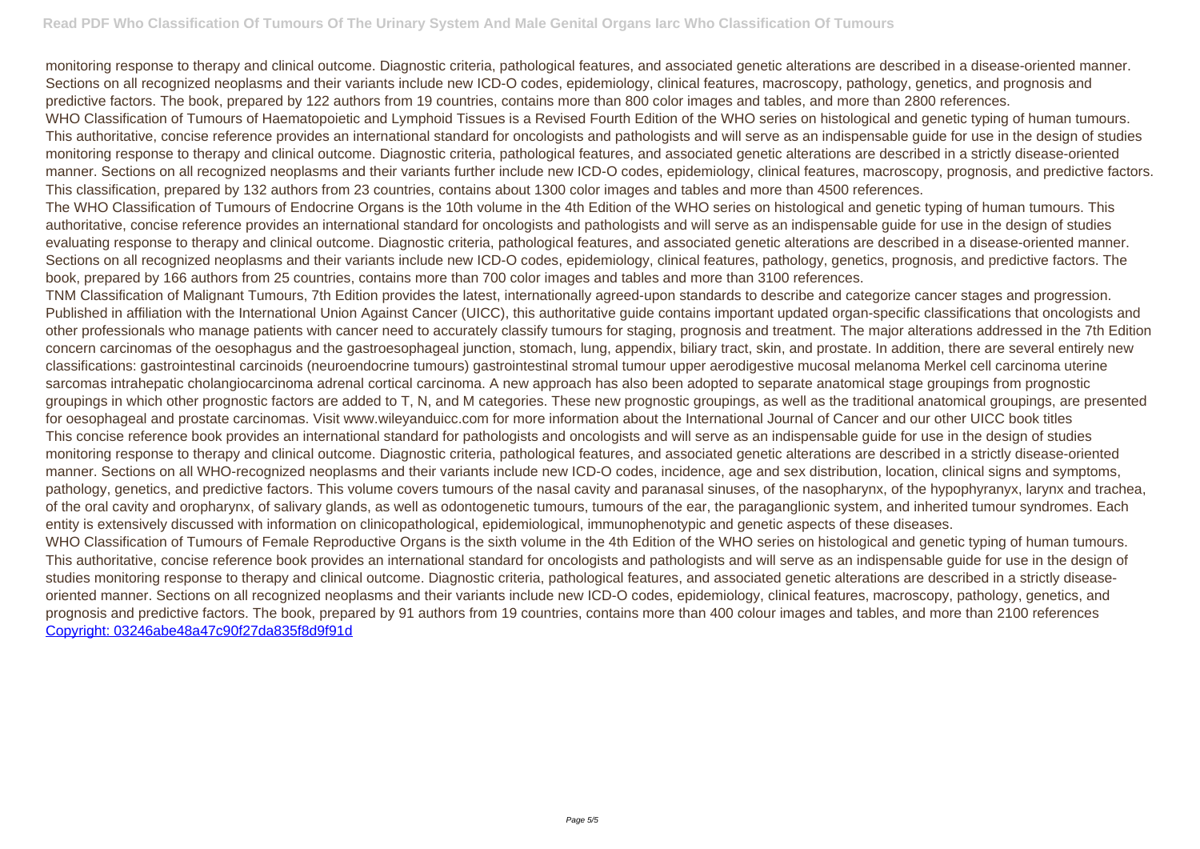monitoring response to therapy and clinical outcome. Diagnostic criteria, pathological features, and associated genetic alterations are described in a disease-oriented manner. Sections on all recognized neoplasms and their variants include new ICD-O codes, epidemiology, clinical features, macroscopy, pathology, genetics, and prognosis and predictive factors. The book, prepared by 122 authors from 19 countries, contains more than 800 color images and tables, and more than 2800 references.

WHO Classification of Tumours of Haematopoietic and Lymphoid Tissues is a Revised Fourth Edition of the WHO series on histological and genetic typing of human tumours. This authoritative, concise reference provides an international standard for oncologists and pathologists and will serve as an indispensable guide for use in the design of studies monitoring response to therapy and clinical outcome. Diagnostic criteria, pathological features, and associated genetic alterations are described in a strictly disease-oriented manner. Sections on all recognized neoplasms and their variants further include new ICD-O codes, epidemiology, clinical features, macroscopy, prognosis, and predictive factors. This classification, prepared by 132 authors from 23 countries, contains about 1300 color images and tables and more than 4500 references.

The WHO Classification of Tumours of Endocrine Organs is the 10th volume in the 4th Edition of the WHO series on histological and genetic typing of human tumours. This authoritative, concise reference provides an international standard for oncologists and pathologists and will serve as an indispensable guide for use in the design of studies evaluating response to therapy and clinical outcome. Diagnostic criteria, pathological features, and associated genetic alterations are described in a disease-oriented manner. Sections on all recognized neoplasms and their variants include new ICD-O codes, epidemiology, clinical features, pathology, genetics, prognosis, and predictive factors. The book, prepared by 166 authors from 25 countries, contains more than 700 color images and tables and more than 3100 references.

TNM Classification of Malignant Tumours, 7th Edition provides the latest, internationally agreed-upon standards to describe and categorize cancer stages and progression. Published in affiliation with the International Union Against Cancer (UICC), this authoritative guide contains important updated organ-specific classifications that oncologists and other professionals who manage patients with cancer need to accurately classify tumours for staging, prognosis and treatment. The major alterations addressed in the 7th Edition concern carcinomas of the oesophagus and the gastroesophageal junction, stomach, lung, appendix, biliary tract, skin, and prostate. In addition, there are several entirely new classifications: gastrointestinal carcinoids (neuroendocrine tumours) gastrointestinal stromal tumour upper aerodigestive mucosal melanoma Merkel cell carcinoma uterine sarcomas intrahepatic cholangiocarcinoma adrenal cortical carcinoma. A new approach has also been adopted to separate anatomical stage groupings from prognostic groupings in which other prognostic factors are added to T, N, and M categories. These new prognostic groupings, as well as the traditional anatomical groupings, are presented for oesophageal and prostate carcinomas. Visit www.wileyanduicc.com for more information about the International Journal of Cancer and our other UICC book titles

This concise reference book provides an international standard for pathologists and oncologists and will serve as an indispensable guide for use in the design of studies monitoring response to therapy and clinical outcome. Diagnostic criteria, pathological features, and associated genetic alterations are described in a strictly disease-oriented manner. Sections on all WHO-recognized neoplasms and their variants include new ICD-O codes, incidence, age and sex distribution, location, clinical signs and symptoms, pathology, genetics, and predictive factors. This volume covers tumours of the nasal cavity and paranasal sinuses, of the nasopharynx, of the hypophyranyx, larynx and trachea, of the oral cavity and oropharynx, of salivary glands, as well as odontogenetic tumours, tumours of the ear, the paraganglionic system, and inherited tumour syndromes. Each entity is extensively discussed with information on clinicopathological, epidemiological, immunophenotypic and genetic aspects of these diseases.

WHO Classification of Tumours of Female Reproductive Organs is the sixth volume in the 4th Edition of the WHO series on histological and genetic typing of human tumours. This authoritative, concise reference book provides an international standard for oncologists and pathologists and will serve as an indispensable guide for use in the design of studies monitoring response to therapy and clinical outcome. Diagnostic criteria, pathological features, and associated genetic alterations are described in a strictly disease-oriented manner. Sections on all recognized neoplasms and their variants include new ICD-O codes, epidemiology, clinical features, macroscopy, pathology, genetics, and prognosis and predictive factors. The book, prepared by 91 authors from 19 countries, contains more than 400 colour images and tables, and more than 2100 references

Copyright: 03246abe48a47c90f27da835f8d9f91d